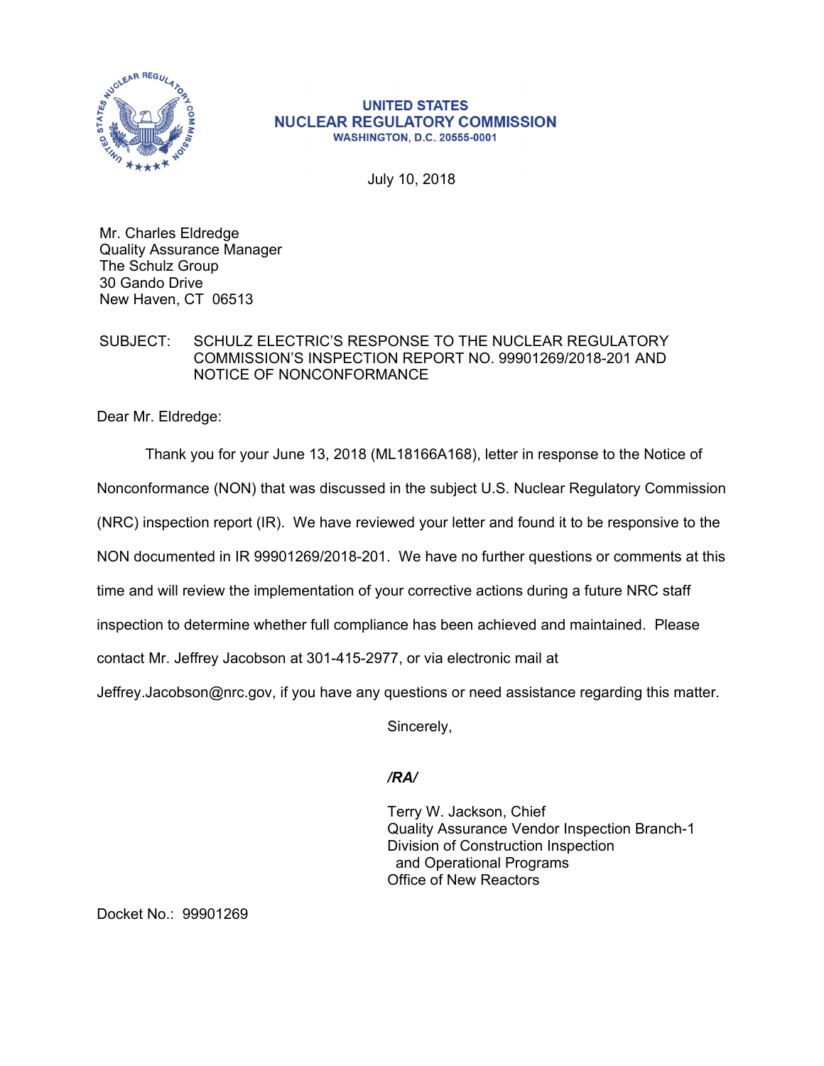**UNITED STATES**
**NUCLEAR REGULATORY COMMISSION**
**WASHINGTON, D.C. 20555-0001**

July 10, 2018

Mr. Charles Eldredge
Quality Assurance Manager
The Schulz Group
30 Gando Drive
New Haven, CT 06513

SUBJECT: SCHULZ ELECTRIC'S RESPONSE TO THE NUCLEAR REGULATORY COMMISSION'S INSPECTION REPORT NO. 99901269/2018-201 AND NOTICE OF NONCONFORMANCE

Dear Mr. Eldredge:

Thank you for your June 13, 2018 (ML18166A168), letter in response to the Notice of Nonconformance (NON) that was discussed in the subject U.S. Nuclear Regulatory Commission (NRC) inspection report (IR). We have reviewed your letter and found it to be responsive to the NON documented in IR 99901269/2018-201. We have no further questions or comments at this time and will review the implementation of your corrective actions during a future NRC staff inspection to determine whether full compliance has been achieved and maintained. Please contact Mr. Jeffrey Jacobson at 301-415-2977, or via electronic mail at Jeffrey.Jacobson@nrc.gov, if you have any questions or need assistance regarding this matter.

Sincerely,

***/RA/***

Terry W. Jackson, Chief
Quality Assurance Vendor Inspection Branch-1
Division of Construction Inspection
and Operational Programs
Office of New Reactors

Docket No.: 99901269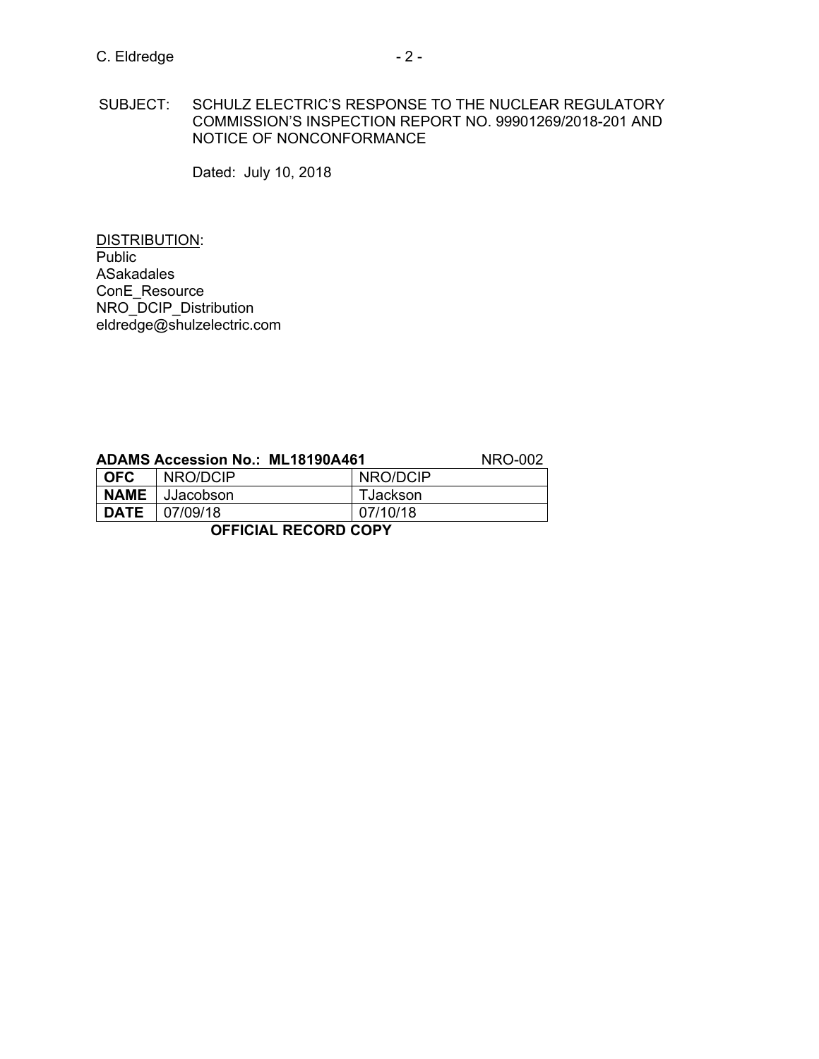SUBJECT: SCHULZ ELECTRIC'S RESPONSE TO THE NUCLEAR REGULATORY COMMISSION'S INSPECTION REPORT NO. 99901269/2018-201 AND NOTICE OF NONCONFORMANCE

Dated: July 10, 2018

DISTRIBUTION:
Public
ASakadales
ConE_Resource
NRO_DCIP_Distribution
eldredge@shulzelectric.com

**ADAMS Accession No.: ML18190A461** NRO-002

| | | |
|---|---|---|
| **OFC** | NRO/DCIP | NRO/DCIP |
| **NAME** | JJacobson | TJackson |
| **DATE** | 07/09/18 | 07/10/18 |

**OFFICIAL RECORD COPY**